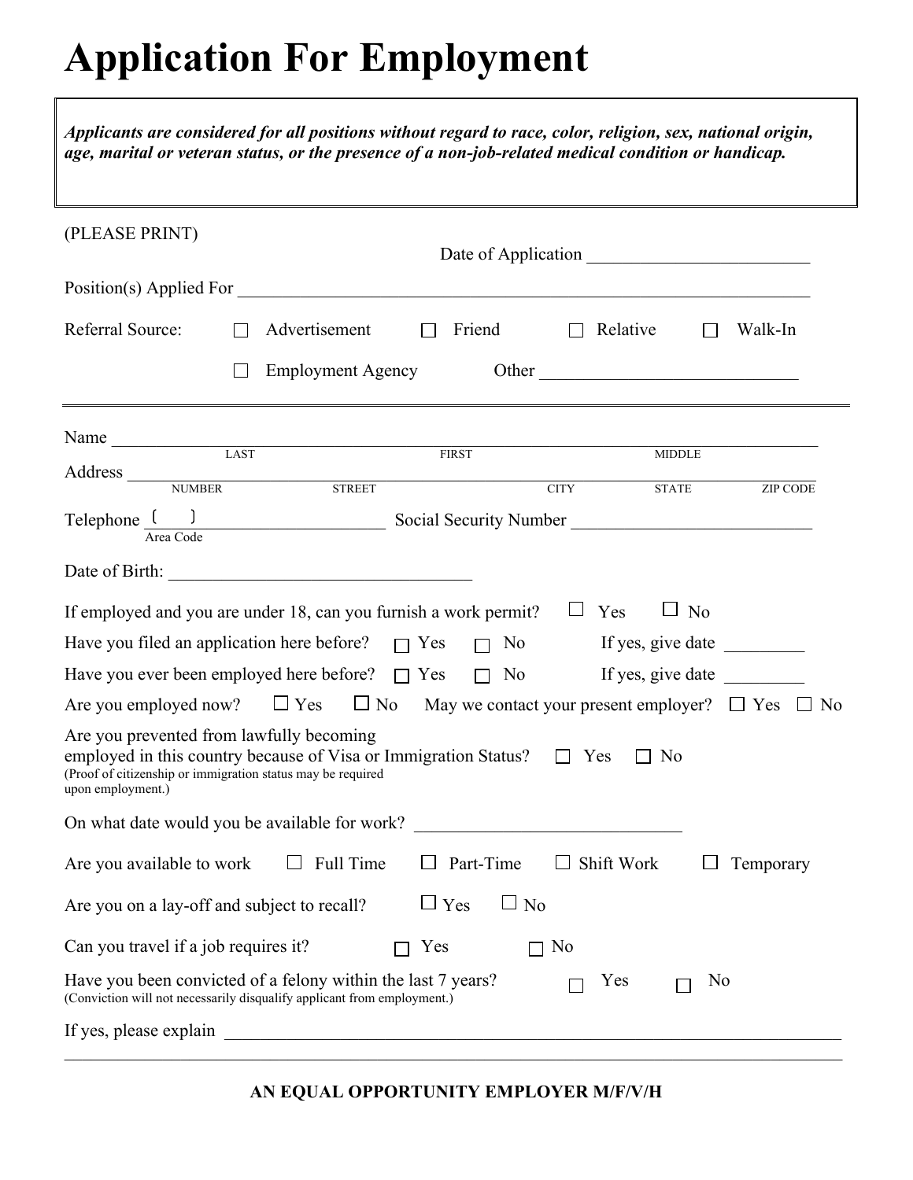# Application For Employment

***Applicants are considered for all positions without regard to race, color, religion, sex, national origin, age, marital or veteran status, or the presence of a non-job-related medical condition or handicap.***

(PLEASE PRINT)

Date of Application ________________________

Position(s) Applied For ____________________________________________________________

Referral Source: ☐ Advertisement ☐ Friend ☐ Relative ☐ Walk-In

☐ Employment Agency Other ____________________________

---

Name ______________________________________________________________________
LAST FIRST MIDDLE

Address ____________________________________________________________________
NUMBER STREET CITY STATE ZIP CODE

Telephone ( ) ____________________ Social Security Number __________________________
Area Code

Date of Birth: ________________________________

If employed and you are under 18, can you furnish a work permit? ☐ Yes ☐ No

Have you filed an application here before? ☐ Yes ☐ No If yes, give date _________

Have you ever been employed here before? ☐ Yes ☐ No If yes, give date _________

Are you employed now? ☐ Yes ☐ No May we contact your present employer? ☐ Yes ☐ No

Are you prevented from lawfully becoming employed in this country because of Visa or Immigration Status? ☐ Yes ☐ No
(Proof of citizenship or immigration status may be required upon employment.)

On what date would you be available for work? ____________________________

Are you available to work ☐ Full Time ☐ Part-Time ☐ Shift Work ☐ Temporary

Are you on a lay-off and subject to recall? ☐ Yes ☐ No

Can you travel if a job requires it? ☐ Yes ☐ No

Have you been convicted of a felony within the last 7 years? ☐ Yes ☐ No
(Conviction will not necessarily disqualify applicant from employment.)

If yes, please explain ______________________________________________________________________

______________________________________________________________________________________

**AN EQUAL OPPORTUNITY EMPLOYER M/F/V/H**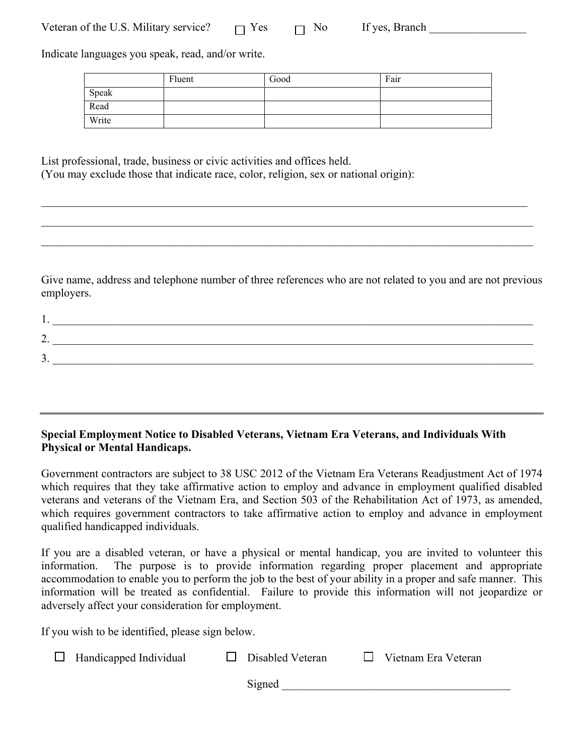Veteran of the U.S. Military service? ☐ Yes ☐ No If yes, Branch _________________

Indicate languages you speak, read, and/or write.

| | Fluent | Good | Fair |
|---|---|---|---|
| Speak | | | |
| Read | | | |
| Write | | | |

List professional, trade, business or civic activities and offices held.
(You may exclude those that indicate race, color, religion, sex or national origin):

_______________________________________________________________________________________

_______________________________________________________________________________________

_______________________________________________________________________________________

Give name, address and telephone number of three references who are not related to you and are not previous employers.

1. _______________________________________________________________________________________
2. _______________________________________________________________________________________
3. _______________________________________________________________________________________

---

**Special Employment Notice to Disabled Veterans, Vietnam Era Veterans, and Individuals With Physical or Mental Handicaps.**

Government contractors are subject to 38 USC 2012 of the Vietnam Era Veterans Readjustment Act of 1974 which requires that they take affirmative action to employ and advance in employment qualified disabled veterans and veterans of the Vietnam Era, and Section 503 of the Rehabilitation Act of 1973, as amended, which requires government contractors to take affirmative action to employ and advance in employment qualified handicapped individuals.

If you are a disabled veteran, or have a physical or mental handicap, you are invited to volunteer this information. The purpose is to provide information regarding proper placement and appropriate accommodation to enable you to perform the job to the best of your ability in a proper and safe manner. This information will be treated as confidential. Failure to provide this information will not jeopardize or adversely affect your consideration for employment.

If you wish to be identified, please sign below.

☐ Handicapped Individual ☐ Disabled Veteran ☐ Vietnam Era Veteran

Signed ________________________________________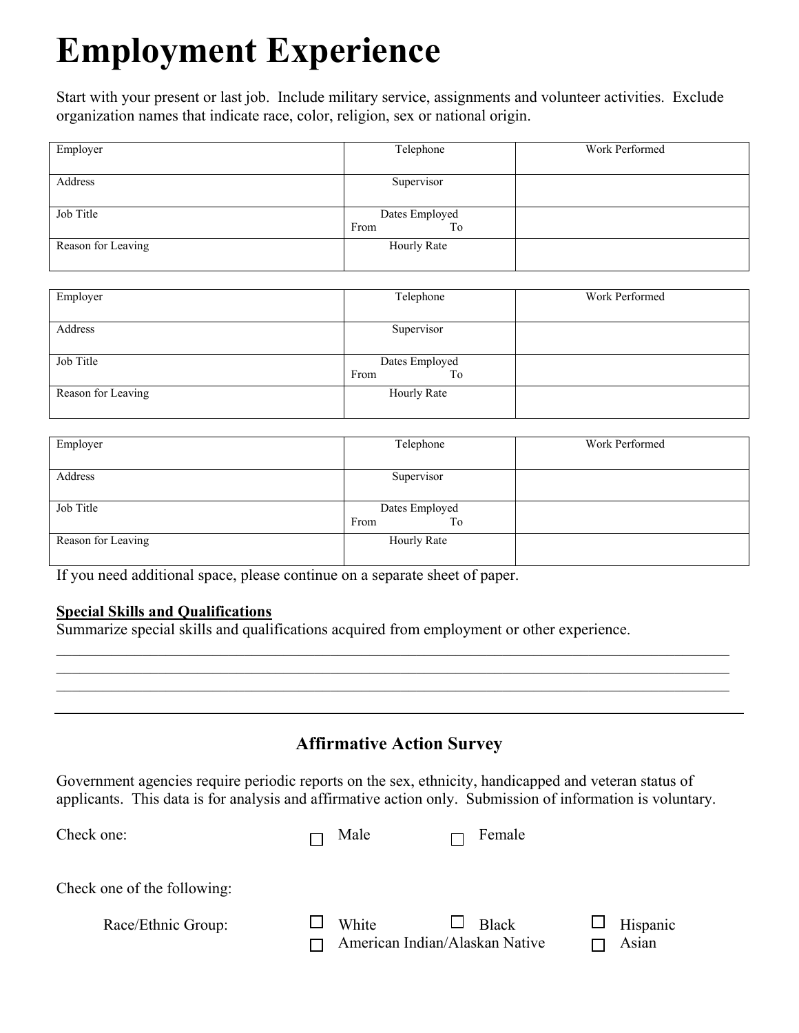# Employment Experience

Start with your present or last job. Include military service, assignments and volunteer activities. Exclude organization names that indicate race, color, religion, sex or national origin.

| Employer | Telephone | Work Performed |
|---|---|---|
| Address | Supervisor | |
| Job Title | Dates Employed<br>From To | |
| Reason for Leaving | Hourly Rate | |

| Employer | Telephone | Work Performed |
|---|---|---|
| Address | Supervisor | |
| Job Title | Dates Employed<br>From To | |
| Reason for Leaving | Hourly Rate | |

| Employer | Telephone | Work Performed |
|---|---|---|
| Address | Supervisor | |
| Job Title | Dates Employed<br>From To | |
| Reason for Leaving | Hourly Rate | |

If you need additional space, please continue on a separate sheet of paper.

**Special Skills and Qualifications**

Summarize special skills and qualifications acquired from employment or other experience.

______________________________________________________________________________

______________________________________________________________________________

______________________________________________________________________________

---

## Affirmative Action Survey

Government agencies require periodic reports on the sex, ethnicity, handicapped and veteran status of applicants. This data is for analysis and affirmative action only. Submission of information is voluntary.

Check one: ☐ Male ☐ Female

Check one of the following:

Race/Ethnic Group: ☐ White ☐ Black ☐ Hispanic
☐ American Indian/Alaskan Native ☐ Asian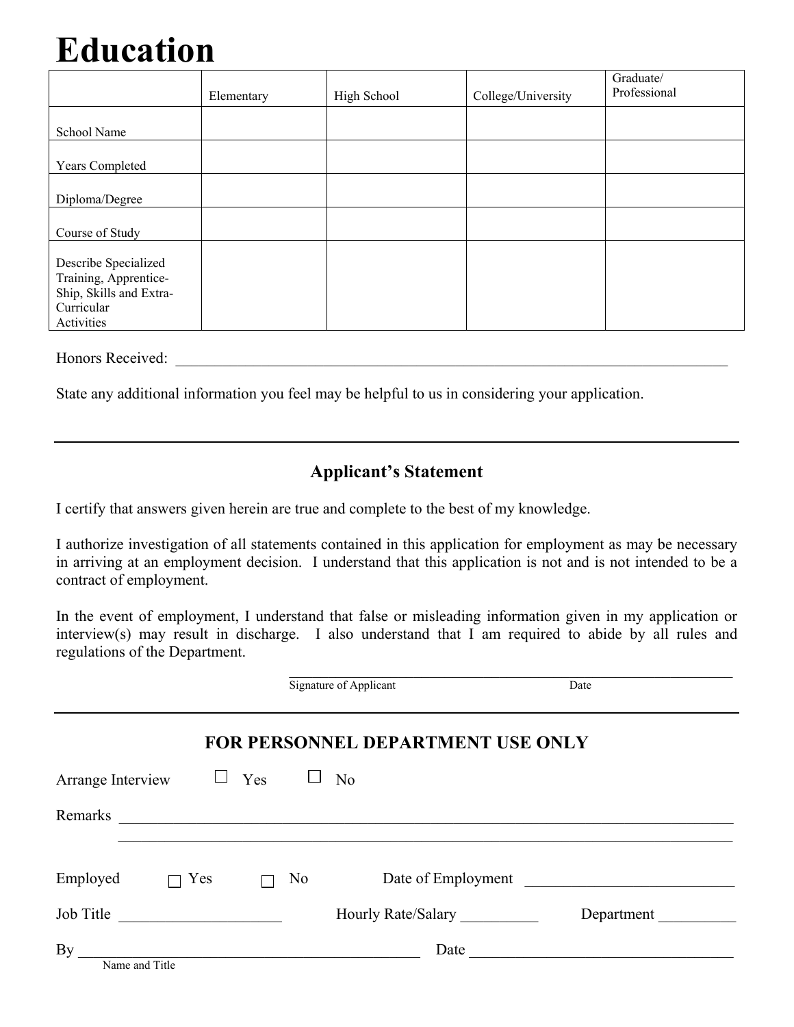# Education

| | Elementary | High School | College/University | Graduate/ Professional |
|---|---|---|---|---|
| School Name | | | | |
| Years Completed | | | | |
| Diploma/Degree | | | | |
| Course of Study | | | | |
| Describe Specialized Training, Apprentice-Ship, Skills and Extra-Curricular Activities | | | | |

Honors Received: ___________________________________________________________________________

State any additional information you feel may be helpful to us in considering your application.

---

## Applicant's Statement

I certify that answers given herein are true and complete to the best of my knowledge.

I authorize investigation of all statements contained in this application for employment as may be necessary in arriving at an employment decision. I understand that this application is not and is not intended to be a contract of employment.

In the event of employment, I understand that false or misleading information given in my application or interview(s) may result in discharge. I also understand that I am required to abide by all rules and regulations of the Department.

______________________________________________________________

Signature of Applicant                                        Date

---

## FOR PERSONNEL DEPARTMENT USE ONLY

Arrange Interview ☐ Yes ☐ No

Remarks ___________________________________________________________________________

___________________________________________________________________________

Employed ☐ Yes ☐ No Date of Employment ___________________________

Job Title _____________________ Hourly Rate/Salary __________ Department __________

By _____________________________________________ Date ___________________________________

Name and Title